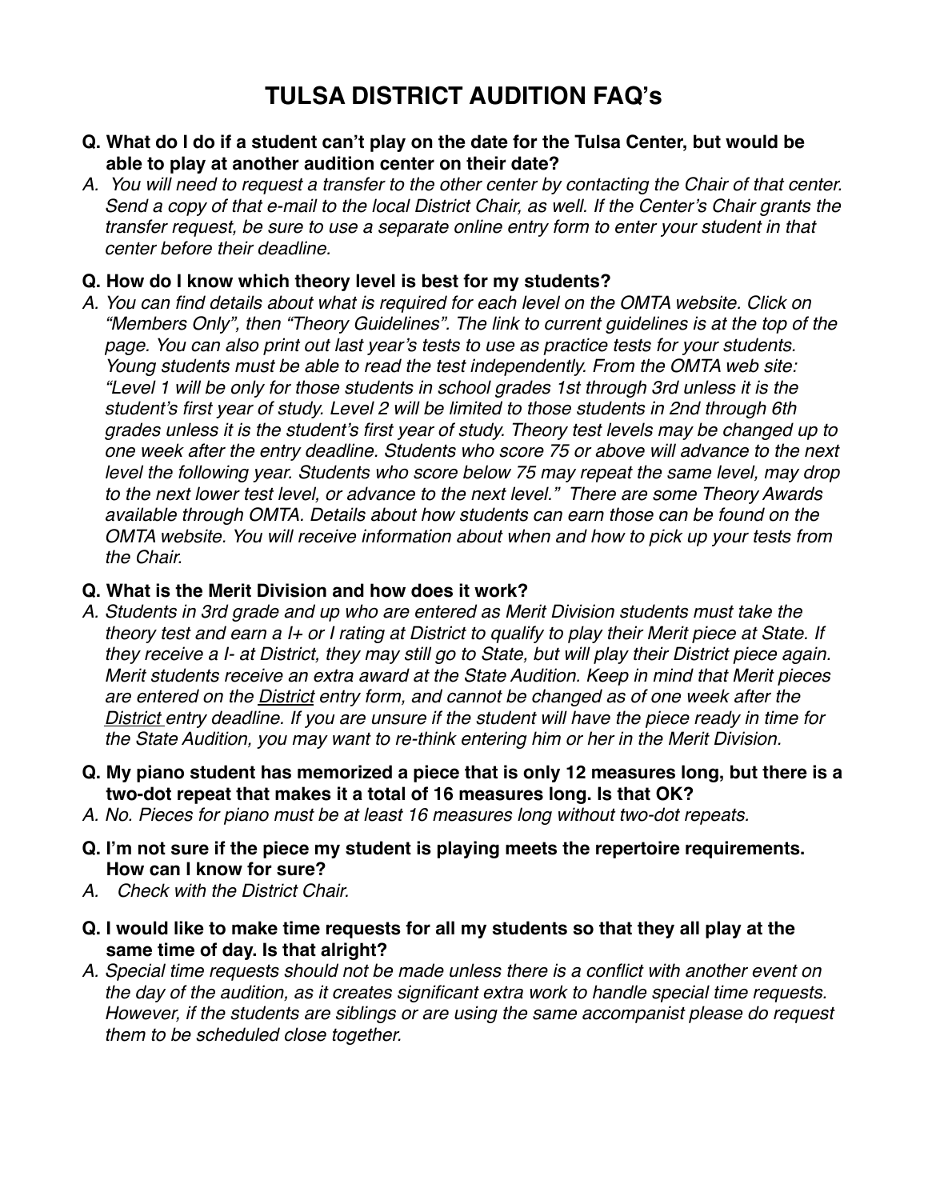# TULSA DISTRICT AUDITION FAQ's

**Q. What do I do if a student can't play on the date for the Tulsa Center, but would be able to play at another audition center on their date?**

*A. You will need to request a transfer to the other center by contacting the Chair of that center. Send a copy of that e-mail to the local District Chair, as well. If the Center's Chair grants the transfer request, be sure to use a separate online entry form to enter your student in that center before their deadline.*

**Q. How do I know which theory level is best for my students?**

*A. You can find details about what is required for each level on the OMTA website. Click on "Members Only", then "Theory Guidelines". The link to current guidelines is at the top of the page. You can also print out last year's tests to use as practice tests for your students. Young students must be able to read the test independently. From the OMTA web site: "Level 1 will be only for those students in school grades 1st through 3rd unless it is the student's first year of study. Level 2 will be limited to those students in 2nd through 6th grades unless it is the student's first year of study. Theory test levels may be changed up to one week after the entry deadline. Students who score 75 or above will advance to the next level the following year. Students who score below 75 may repeat the same level, may drop to the next lower test level, or advance to the next level." There are some Theory Awards available through OMTA. Details about how students can earn those can be found on the OMTA website. You will receive information about when and how to pick up your tests from the Chair.*

**Q. What is the Merit Division and how does it work?**

*A. Students in 3rd grade and up who are entered as Merit Division students must take the theory test and earn a I+ or I rating at District to qualify to play their Merit piece at State. If they receive a I- at District, they may still go to State, but will play their District piece again. Merit students receive an extra award at the State Audition. Keep in mind that Merit pieces are entered on the <u>District</u> entry form, and cannot be changed as of one week after the <u>District</u> entry deadline. If you are unsure if the student will have the piece ready in time for the State Audition, you may want to re-think entering him or her in the Merit Division.*

**Q. My piano student has memorized a piece that is only 12 measures long, but there is a two-dot repeat that makes it a total of 16 measures long. Is that OK?**

*A. No. Pieces for piano must be at least 16 measures long without two-dot repeats.*

**Q. I'm not sure if the piece my student is playing meets the repertoire requirements. How can I know for sure?**

*A. Check with the District Chair.*

**Q. I would like to make time requests for all my students so that they all play at the same time of day. Is that alright?**

*A. Special time requests should not be made unless there is a conflict with another event on the day of the audition, as it creates significant extra work to handle special time requests. However, if the students are siblings or are using the same accompanist please do request them to be scheduled close together.*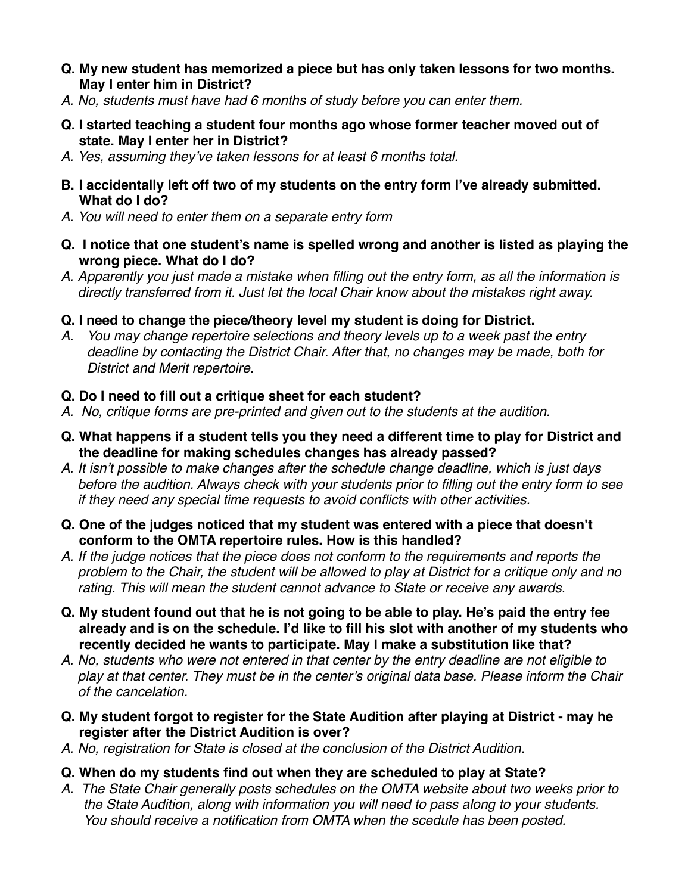**Q. My new student has memorized a piece but has only taken lessons for two months. May I enter him in District?**

*A. No, students must have had 6 months of study before you can enter them.*

**Q. I started teaching a student four months ago whose former teacher moved out of state. May I enter her in District?**

*A. Yes, assuming they've taken lessons for at least 6 months total.*

**B. I accidentally left off two of my students on the entry form I've already submitted. What do I do?**

*A. You will need to enter them on a separate entry form*

**Q. I notice that one student's name is spelled wrong and another is listed as playing the wrong piece. What do I do?**

*A. Apparently you just made a mistake when filling out the entry form, as all the information is directly transferred from it. Just let the local Chair know about the mistakes right away.*

**Q. I need to change the piece/theory level my student is doing for District.**

*A. You may change repertoire selections and theory levels up to a week past the entry deadline by contacting the District Chair. After that, no changes may be made, both for District and Merit repertoire.*

**Q. Do I need to fill out a critique sheet for each student?**

*A. No, critique forms are pre-printed and given out to the students at the audition.*

**Q. What happens if a student tells you they need a different time to play for District and the deadline for making schedules changes has already passed?**

*A. It isn't possible to make changes after the schedule change deadline, which is just days before the audition. Always check with your students prior to filling out the entry form to see if they need any special time requests to avoid conflicts with other activities.*

**Q. One of the judges noticed that my student was entered with a piece that doesn't conform to the OMTA repertoire rules. How is this handled?**

*A. If the judge notices that the piece does not conform to the requirements and reports the problem to the Chair, the student will be allowed to play at District for a critique only and no rating. This will mean the student cannot advance to State or receive any awards.*

**Q. My student found out that he is not going to be able to play. He's paid the entry fee already and is on the schedule. I'd like to fill his slot with another of my students who recently decided he wants to participate. May I make a substitution like that?**

*A. No, students who were not entered in that center by the entry deadline are not eligible to play at that center. They must be in the center's original data base. Please inform the Chair of the cancelation.*

**Q. My student forgot to register for the State Audition after playing at District - may he register after the District Audition is over?**

*A. No, registration for State is closed at the conclusion of the District Audition.*

**Q. When do my students find out when they are scheduled to play at State?**

*A. The State Chair generally posts schedules on the OMTA website about two weeks prior to the State Audition, along with information you will need to pass along to your students. You should receive a notification from OMTA when the scedule has been posted.*